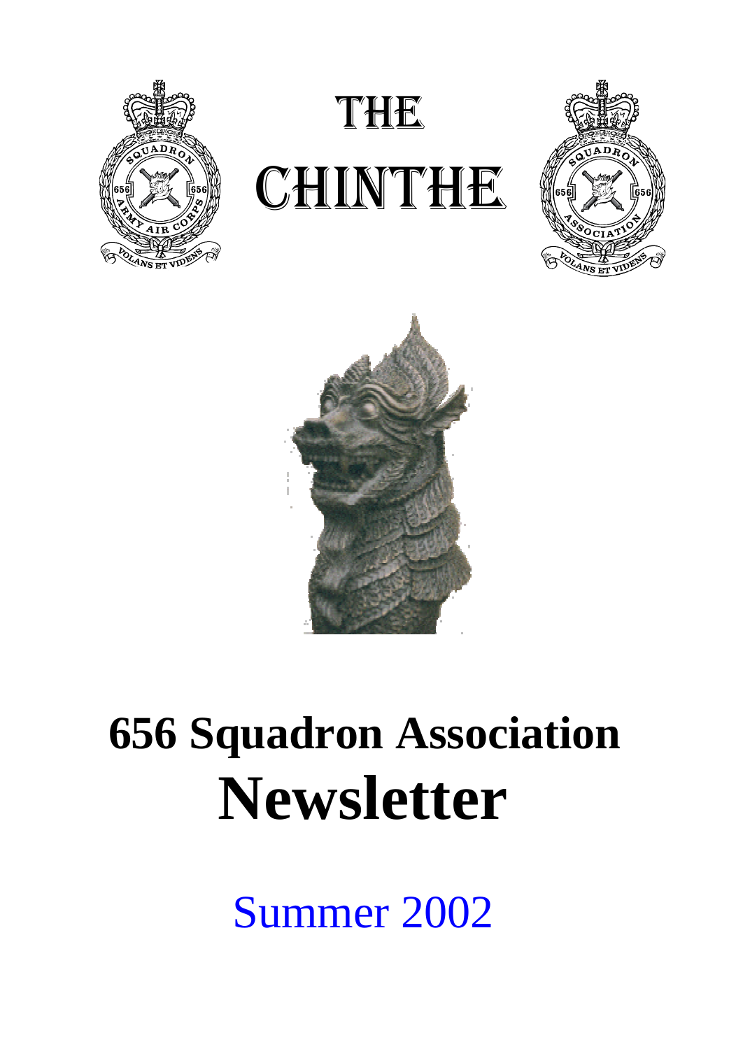# THE CHINTHE

# 656 Squadron Association Newsletter

Summer 2002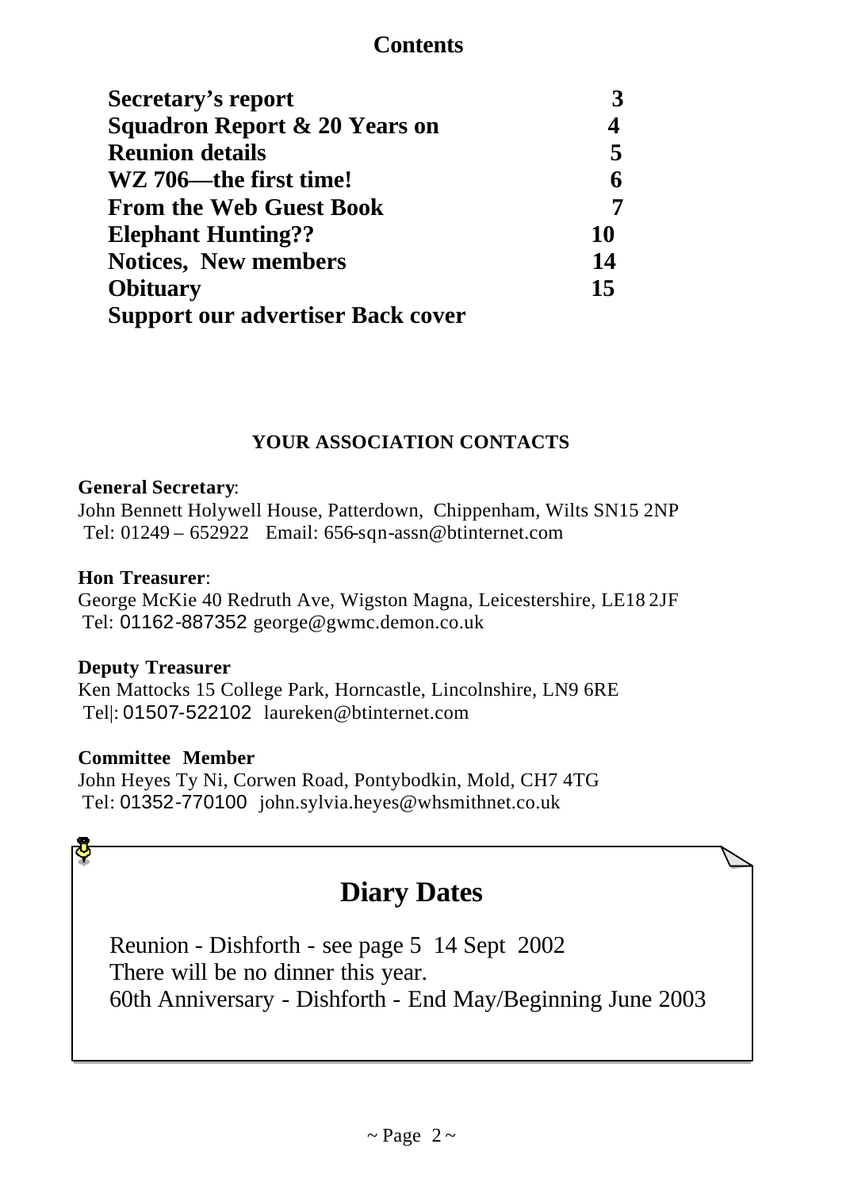## Contents

| | |
|---|---|
| **Secretary's report** | **3** |
| **Squadron Report & 20 Years on** | **4** |
| **Reunion details** | **5** |
| **WZ 706—the first time!** | **6** |
| **From the Web Guest Book** | **7** |
| **Elephant Hunting??** | **10** |
| **Notices, New members** | **14** |
| **Obituary** | **15** |
| **Support our advertiser Back cover** | |

### YOUR ASSOCIATION CONTACTS

**General Secretary**:
John Bennett Holywell House, Patterdown, Chippenham, Wilts SN15 2NP
Tel: 01249 – 652922 Email: 656-sqn-assn@btinternet.com

**Hon Treasurer**:
George McKie 40 Redruth Ave, Wigston Magna, Leicestershire, LE18 2JF
Tel: 01162-887352 george@gwmc.demon.co.uk

**Deputy Treasurer**
Ken Mattocks 15 College Park, Horncastle, Lincolnshire, LN9 6RE
Tel|: 01507-522102 laureken@btinternet.com

**Committee Member**
John Heyes Ty Ni, Corwen Road, Pontybodkin, Mold, CH7 4TG
Tel: 01352-770100 john.sylvia.heyes@whsmithnet.co.uk

## Diary Dates

Reunion - Dishforth - see page 5 14 Sept 2002
There will be no dinner this year.
60th Anniversary - Dishforth - End May/Beginning June 2003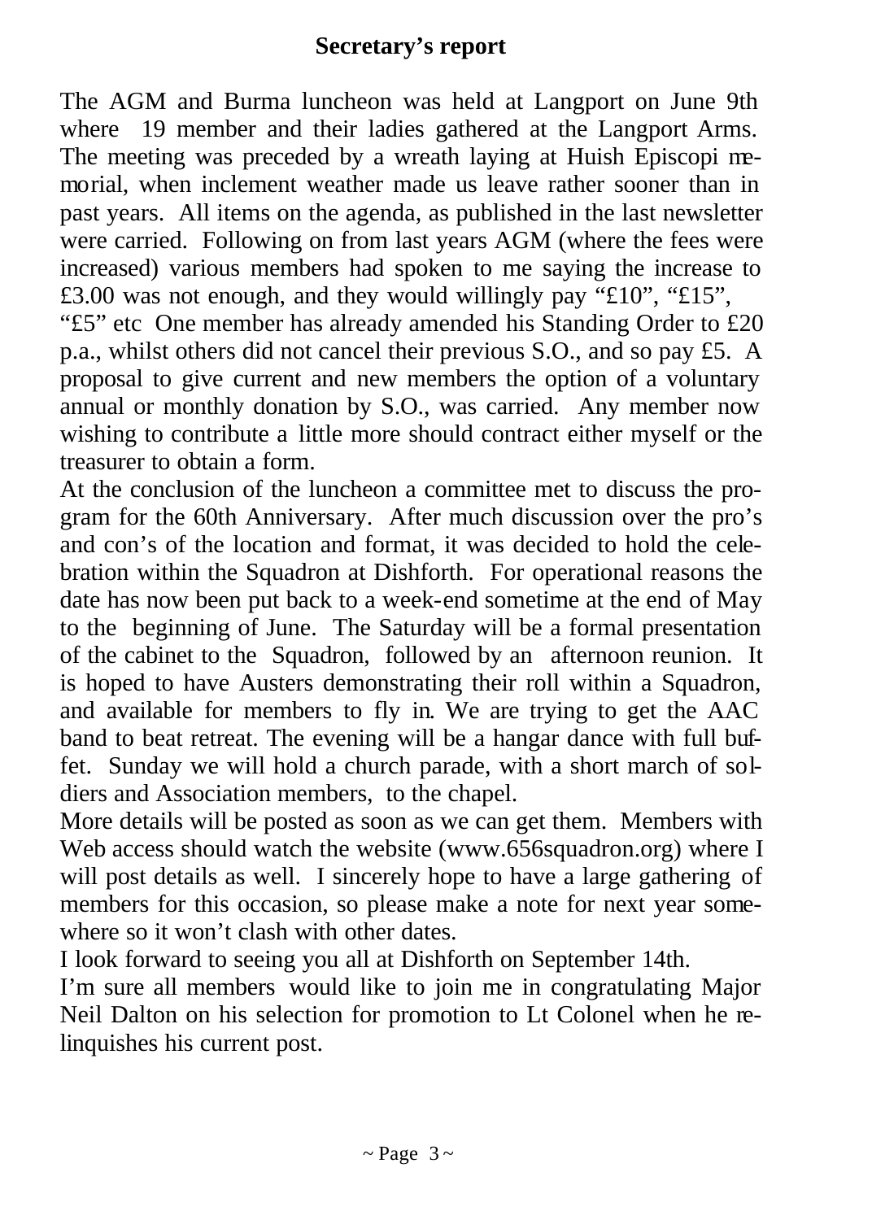## Secretary's report

The AGM and Burma luncheon was held at Langport on June 9th where 19 member and their ladies gathered at the Langport Arms. The meeting was preceded by a wreath laying at Huish Episcopi memorial, when inclement weather made us leave rather sooner than in past years. All items on the agenda, as published in the last newsletter were carried. Following on from last years AGM (where the fees were increased) various members had spoken to me saying the increase to £3.00 was not enough, and they would willingly pay "£10", "£15", "£5" etc One member has already amended his Standing Order to £20 p.a., whilst others did not cancel their previous S.O., and so pay £5. A proposal to give current and new members the option of a voluntary annual or monthly donation by S.O., was carried. Any member now wishing to contribute a little more should contract either myself or the treasurer to obtain a form.

At the conclusion of the luncheon a committee met to discuss the program for the 60th Anniversary. After much discussion over the pro's and con's of the location and format, it was decided to hold the celebration within the Squadron at Dishforth. For operational reasons the date has now been put back to a week-end sometime at the end of May to the beginning of June. The Saturday will be a formal presentation of the cabinet to the Squadron, followed by an afternoon reunion. It is hoped to have Austers demonstrating their roll within a Squadron, and available for members to fly in. We are trying to get the AAC band to beat retreat. The evening will be a hangar dance with full buffet. Sunday we will hold a church parade, with a short march of soldiers and Association members, to the chapel.

More details will be posted as soon as we can get them. Members with Web access should watch the website (www.656squadron.org) where I will post details as well. I sincerely hope to have a large gathering of members for this occasion, so please make a note for next year somewhere so it won't clash with other dates.

I look forward to seeing you all at Dishforth on September 14th.

I'm sure all members would like to join me in congratulating Major Neil Dalton on his selection for promotion to Lt Colonel when he relinquishes his current post.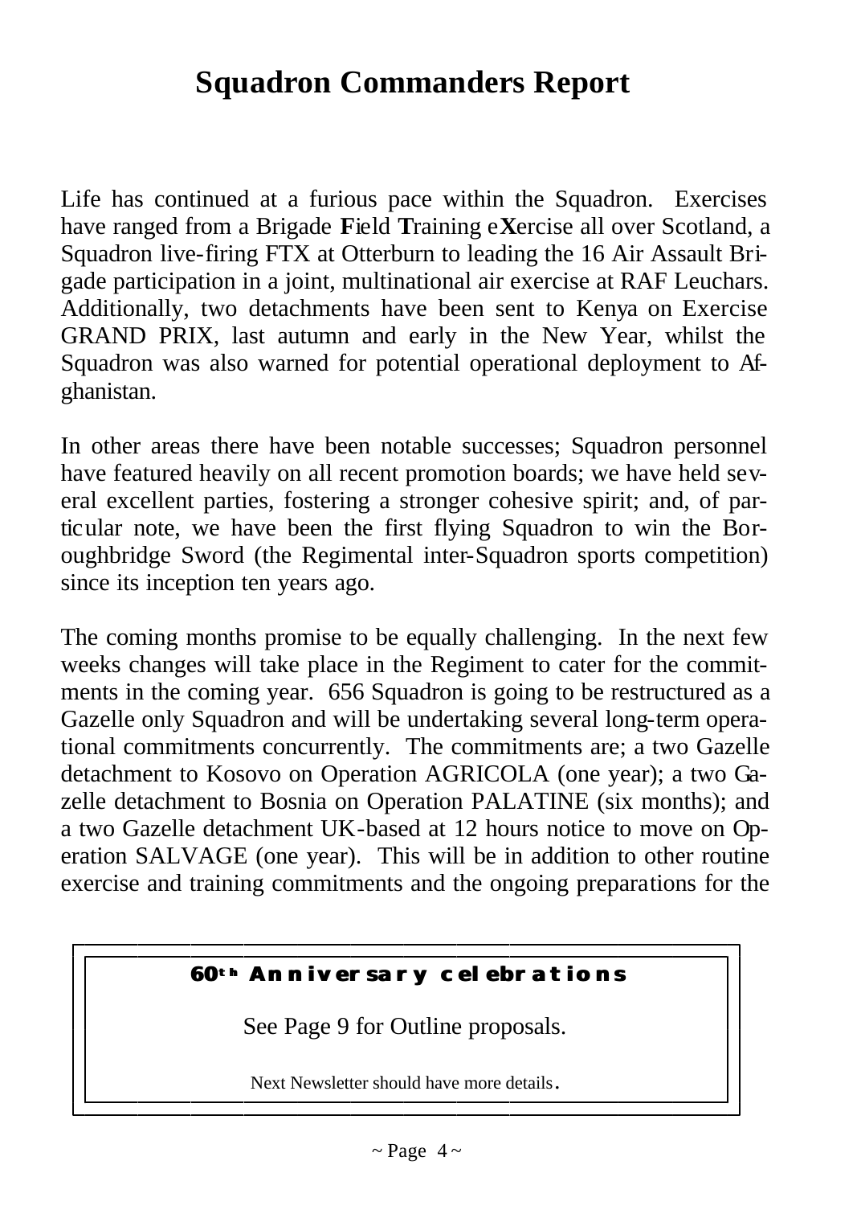# Squadron Commanders Report

Life has continued at a furious pace within the Squadron. Exercises have ranged from a Brigade **F**ield **T**raining e**X**ercise all over Scotland, a Squadron live-firing FTX at Otterburn to leading the 16 Air Assault Brigade participation in a joint, multinational air exercise at RAF Leuchars. Additionally, two detachments have been sent to Kenya on Exercise GRAND PRIX, last autumn and early in the New Year, whilst the Squadron was also warned for potential operational deployment to Afghanistan.

In other areas there have been notable successes; Squadron personnel have featured heavily on all recent promotion boards; we have held several excellent parties, fostering a stronger cohesive spirit; and, of particular note, we have been the first flying Squadron to win the Boroughbridge Sword (the Regimental inter-Squadron sports competition) since its inception ten years ago.

The coming months promise to be equally challenging. In the next few weeks changes will take place in the Regiment to cater for the commitments in the coming year. 656 Squadron is going to be restructured as a Gazelle only Squadron and will be undertaking several long-term operational commitments concurrently. The commitments are; a two Gazelle detachment to Kosovo on Operation AGRICOLA (one year); a two Gazelle detachment to Bosnia on Operation PALATINE (six months); and a two Gazelle detachment UK-based at 12 hours notice to move on Operation SALVAGE (one year). This will be in addition to other routine exercise and training commitments and the ongoing preparations for the

**60th Anniversary celebrations**

See Page 9 for Outline proposals.

Next Newsletter should have more details.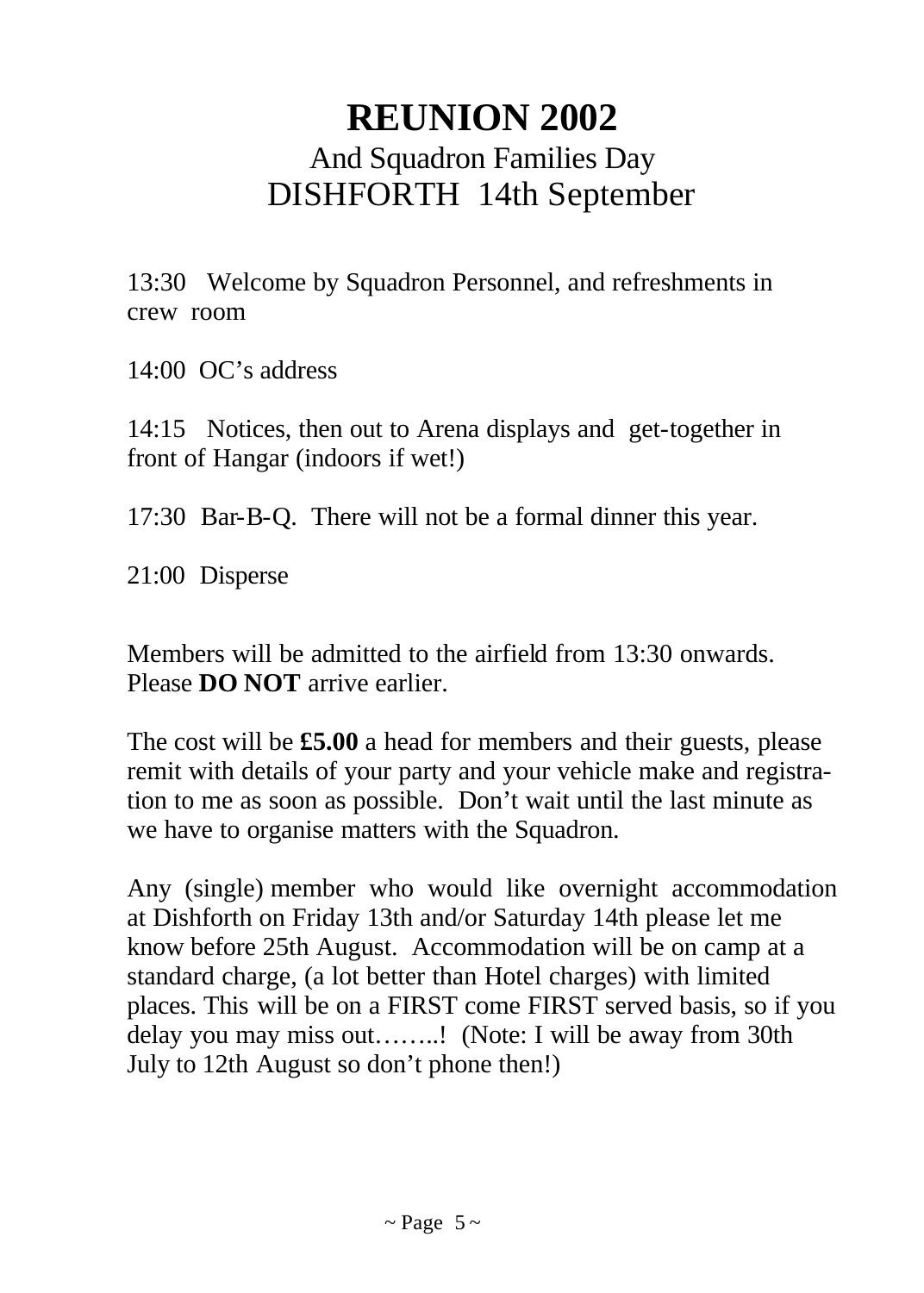# REUNION 2002

## And Squadron Families Day
## DISHFORTH 14th September

13:30 Welcome by Squadron Personnel, and refreshments in crew room

14:00 OC's address

14:15 Notices, then out to Arena displays and get-together in front of Hangar (indoors if wet!)

17:30 Bar-B-Q. There will not be a formal dinner this year.

21:00 Disperse

Members will be admitted to the airfield from 13:30 onwards. Please **DO NOT** arrive earlier.

The cost will be **£5.00** a head for members and their guests, please remit with details of your party and your vehicle make and registration to me as soon as possible. Don't wait until the last minute as we have to organise matters with the Squadron.

Any (single) member who would like overnight accommodation at Dishforth on Friday 13th and/or Saturday 14th please let me know before 25th August. Accommodation will be on camp at a standard charge, (a lot better than Hotel charges) with limited places. This will be on a FIRST come FIRST served basis, so if you delay you may miss out……..! (Note: I will be away from 30th July to 12th August so don't phone then!)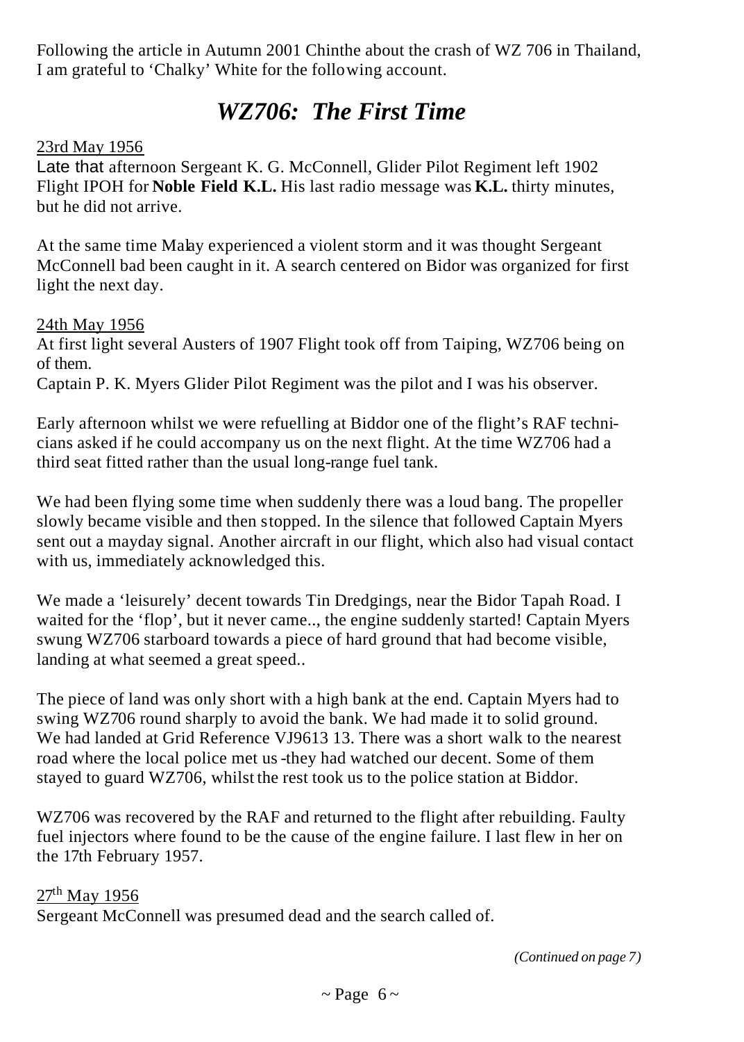Following the article in Autumn 2001 Chinthe about the crash of WZ 706 in Thailand, I am grateful to 'Chalky' White for the following account.

# *WZ706: The First Time*

23rd May 1956

Late that afternoon Sergeant K. G. McConnell, Glider Pilot Regiment left 1902 Flight IPOH for **Noble Field K.L.** His last radio message was **K.L.** thirty minutes, but he did not arrive.

At the same time Malay experienced a violent storm and it was thought Sergeant McConnell bad been caught in it. A search centered on Bidor was organized for first light the next day.

24th May 1956

At first light several Austers of 1907 Flight took off from Taiping, WZ706 being on of them.

Captain P. K. Myers Glider Pilot Regiment was the pilot and I was his observer.

Early afternoon whilst we were refuelling at Biddor one of the flight's RAF technicians asked if he could accompany us on the next flight. At the time WZ706 had a third seat fitted rather than the usual long-range fuel tank.

We had been flying some time when suddenly there was a loud bang. The propeller slowly became visible and then stopped. In the silence that followed Captain Myers sent out a mayday signal. Another aircraft in our flight, which also had visual contact with us, immediately acknowledged this.

We made a 'leisurely' decent towards Tin Dredgings, near the Bidor Tapah Road. I waited for the 'flop', but it never came.., the engine suddenly started! Captain Myers swung WZ706 starboard towards a piece of hard ground that had become visible, landing at what seemed a great speed..

The piece of land was only short with a high bank at the end. Captain Myers had to swing WZ706 round sharply to avoid the bank. We had made it to solid ground. We had landed at Grid Reference VJ9613 13. There was a short walk to the nearest road where the local police met us -they had watched our decent. Some of them stayed to guard WZ706, whilst the rest took us to the police station at Biddor.

WZ706 was recovered by the RAF and returned to the flight after rebuilding. Faulty fuel injectors where found to be the cause of the engine failure. I last flew in her on the 17th February 1957.

27th May 1956

Sergeant McConnell was presumed dead and the search called of.

*(Continued on page 7)*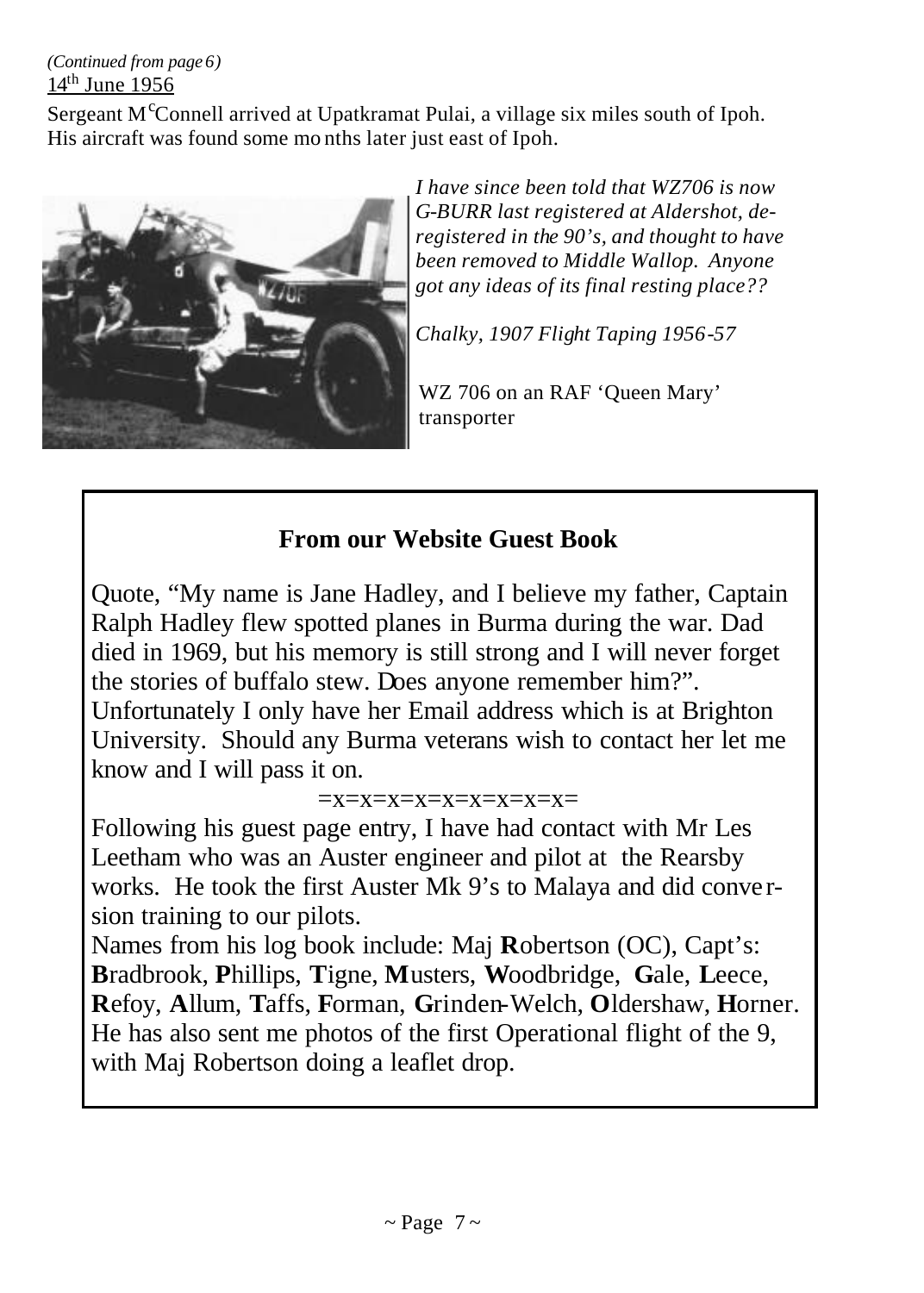*(Continued from page 6)*

14th June 1956

Sergeant McConnell arrived at Upatkramat Pulai, a village six miles south of Ipoh. His aircraft was found some months later just east of Ipoh.

*I have since been told that WZ706 is now G-BURR last registered at Aldershot, de-registered in the 90's, and thought to have been removed to Middle Wallop. Anyone got any ideas of its final resting place??*

*Chalky, 1907 Flight Taping 1956-57*

WZ 706 on an RAF 'Queen Mary' transporter

## From our Website Guest Book

Quote, "My name is Jane Hadley, and I believe my father, Captain Ralph Hadley flew spotted planes in Burma during the war. Dad died in 1969, but his memory is still strong and I will never forget the stories of buffalo stew. Does anyone remember him?". Unfortunately I only have her Email address which is at Brighton University. Should any Burma veterans wish to contact her let me know and I will pass it on.

=x=x=x=x=x=x=x=x=x=

Following his guest page entry, I have had contact with Mr Les Leetham who was an Auster engineer and pilot at the Rearsby works. He took the first Auster Mk 9's to Malaya and did conversion training to our pilots.

Names from his log book include: Maj **R**obertson (OC), Capt's: **B**radbrook, **P**hillips, **T**igne, **M**usters, **W**oodbridge, **G**ale, **L**eece, **R**efoy, **A**llum, **T**affs, **F**orman, **G**rinden-Welch, **O**ldershaw, **H**orner. He has also sent me photos of the first Operational flight of the 9, with Maj Robertson doing a leaflet drop.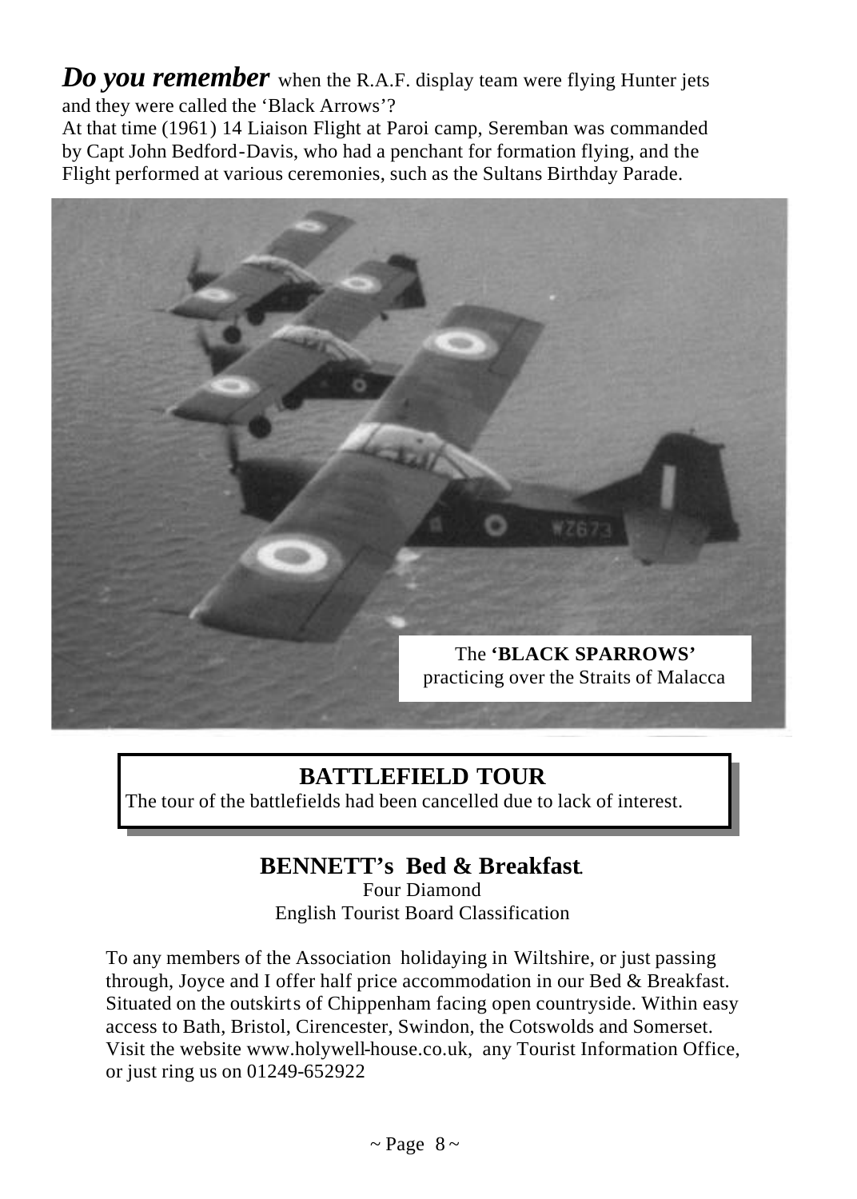***Do you remember*** when the R.A.F. display team were flying Hunter jets and they were called the 'Black Arrows'?
At that time (1961) 14 Liaison Flight at Paroi camp, Seremban was commanded by Capt John Bedford-Davis, who had a penchant for formation flying, and the Flight performed at various ceremonies, such as the Sultans Birthday Parade.

The **'BLACK SPARROWS'** practicing over the Straits of Malacca

## BATTLEFIELD TOUR

The tour of the battlefields had been cancelled due to lack of interest.

## BENNETT's Bed & Breakfast.

Four Diamond
English Tourist Board Classification

To any members of the Association holidaying in Wiltshire, or just passing through, Joyce and I offer half price accommodation in our Bed & Breakfast. Situated on the outskirts of Chippenham facing open countryside. Within easy access to Bath, Bristol, Cirencester, Swindon, the Cotswolds and Somerset. Visit the website www.holywell-house.co.uk, any Tourist Information Office, or just ring us on 01249-652922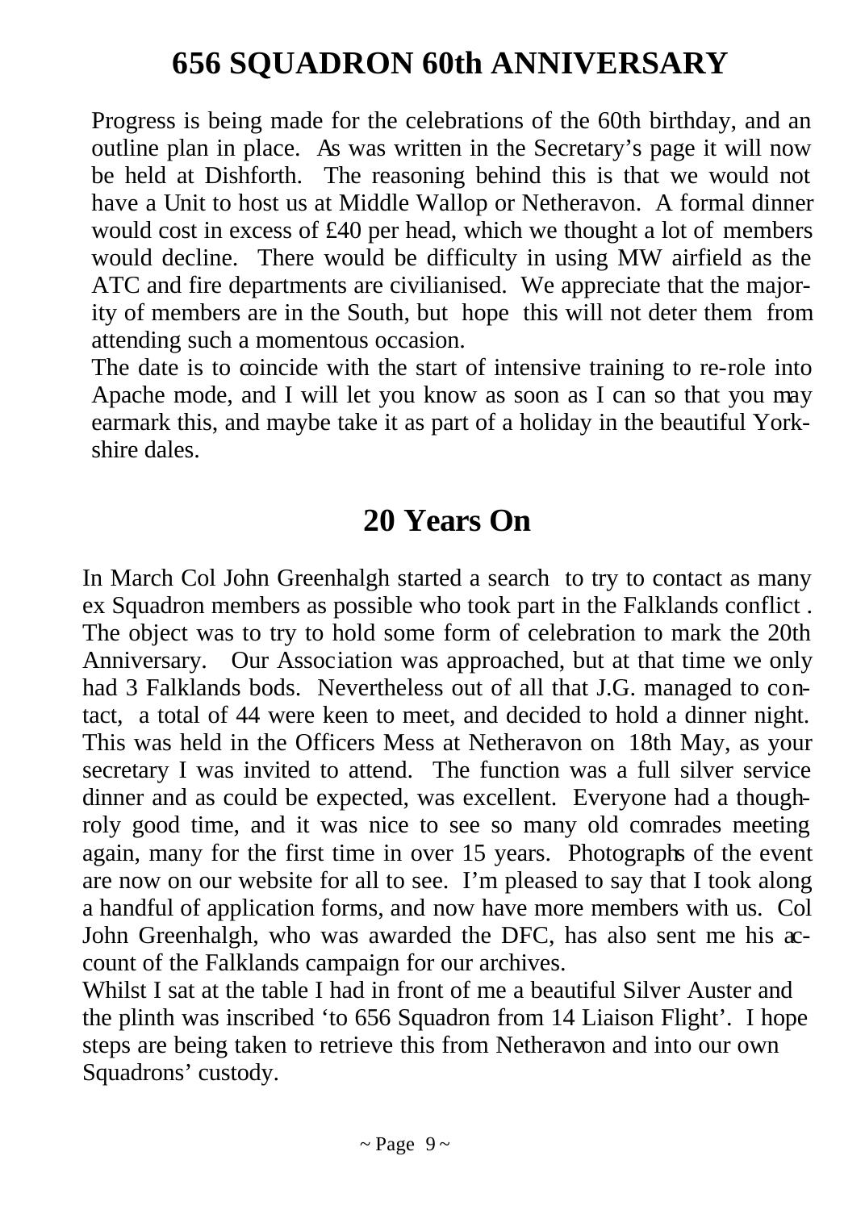# 656 SQUADRON 60th ANNIVERSARY

Progress is being made for the celebrations of the 60th birthday, and an outline plan in place. As was written in the Secretary's page it will now be held at Dishforth. The reasoning behind this is that we would not have a Unit to host us at Middle Wallop or Netheravon. A formal dinner would cost in excess of £40 per head, which we thought a lot of members would decline. There would be difficulty in using MW airfield as the ATC and fire departments are civilianised. We appreciate that the majority of members are in the South, but hope this will not deter them from attending such a momentous occasion.

The date is to coincide with the start of intensive training to re-role into Apache mode, and I will let you know as soon as I can so that you may earmark this, and maybe take it as part of a holiday in the beautiful Yorkshire dales.

# 20 Years On

In March Col John Greenhalgh started a search to try to contact as many ex Squadron members as possible who took part in the Falklands conflict . The object was to try to hold some form of celebration to mark the 20th Anniversary. Our Association was approached, but at that time we only had 3 Falklands bods. Nevertheless out of all that J.G. managed to contact, a total of 44 were keen to meet, and decided to hold a dinner night. This was held in the Officers Mess at Netheravon on 18th May, as your secretary I was invited to attend. The function was a full silver service dinner and as could be expected, was excellent. Everyone had a thoughroly good time, and it was nice to see so many old comrades meeting again, many for the first time in over 15 years. Photographs of the event are now on our website for all to see. I'm pleased to say that I took along a handful of application forms, and now have more members with us. Col John Greenhalgh, who was awarded the DFC, has also sent me his account of the Falklands campaign for our archives.

Whilst I sat at the table I had in front of me a beautiful Silver Auster and the plinth was inscribed 'to 656 Squadron from 14 Liaison Flight'. I hope steps are being taken to retrieve this from Netheravon and into our own Squadrons' custody.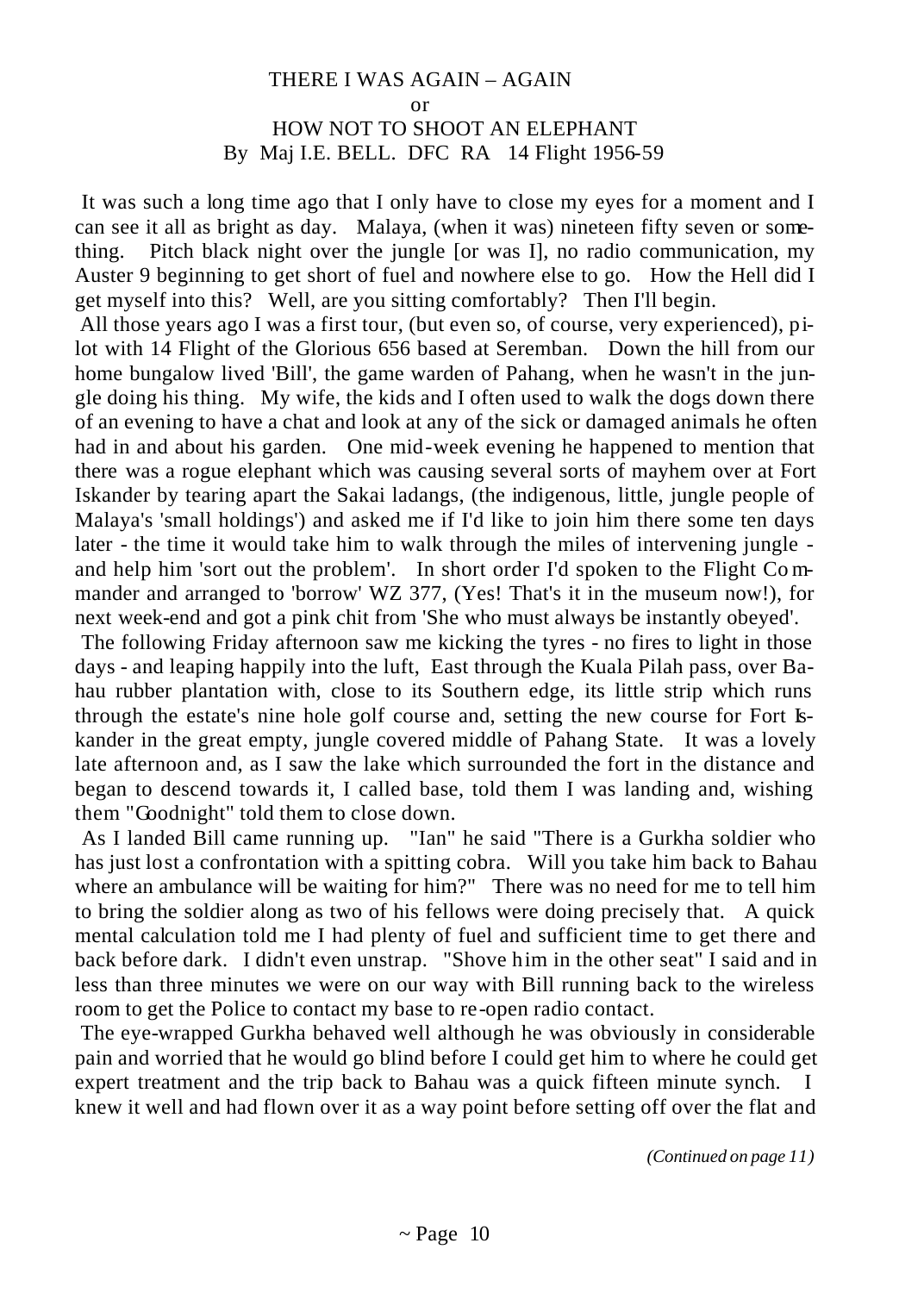# THERE I WAS AGAIN – AGAIN

or

# HOW NOT TO SHOOT AN ELEPHANT

By Maj I.E. BELL. DFC RA 14 Flight 1956-59

It was such a long time ago that I only have to close my eyes for a moment and I can see it all as bright as day. Malaya, (when it was) nineteen fifty seven or something. Pitch black night over the jungle [or was I], no radio communication, my Auster 9 beginning to get short of fuel and nowhere else to go. How the Hell did I get myself into this? Well, are you sitting comfortably? Then I'll begin.

All those years ago I was a first tour, (but even so, of course, very experienced), pilot with 14 Flight of the Glorious 656 based at Seremban. Down the hill from our home bungalow lived 'Bill', the game warden of Pahang, when he wasn't in the jungle doing his thing. My wife, the kids and I often used to walk the dogs down there of an evening to have a chat and look at any of the sick or damaged animals he often had in and about his garden. One mid-week evening he happened to mention that there was a rogue elephant which was causing several sorts of mayhem over at Fort Iskander by tearing apart the Sakai ladangs, (the indigenous, little, jungle people of Malaya's 'small holdings') and asked me if I'd like to join him there some ten days later - the time it would take him to walk through the miles of intervening jungle - and help him 'sort out the problem'. In short order I'd spoken to the Flight Commander and arranged to 'borrow' WZ 377, (Yes! That's it in the museum now!), for next week-end and got a pink chit from 'She who must always be instantly obeyed'.

The following Friday afternoon saw me kicking the tyres - no fires to light in those days - and leaping happily into the luft, East through the Kuala Pilah pass, over Bahau rubber plantation with, close to its Southern edge, its little strip which runs through the estate's nine hole golf course and, setting the new course for Fort Iskander in the great empty, jungle covered middle of Pahang State. It was a lovely late afternoon and, as I saw the lake which surrounded the fort in the distance and began to descend towards it, I called base, told them I was landing and, wishing them "Goodnight" told them to close down.

As I landed Bill came running up. "Ian" he said "There is a Gurkha soldier who has just lost a confrontation with a spitting cobra. Will you take him back to Bahau where an ambulance will be waiting for him?" There was no need for me to tell him to bring the soldier along as two of his fellows were doing precisely that. A quick mental calculation told me I had plenty of fuel and sufficient time to get there and back before dark. I didn't even unstrap. "Shove him in the other seat" I said and in less than three minutes we were on our way with Bill running back to the wireless room to get the Police to contact my base to re-open radio contact.

The eye-wrapped Gurkha behaved well although he was obviously in considerable pain and worried that he would go blind before I could get him to where he could get expert treatment and the trip back to Bahau was a quick fifteen minute synch. I knew it well and had flown over it as a way point before setting off over the flat and

*(Continued on page 11)*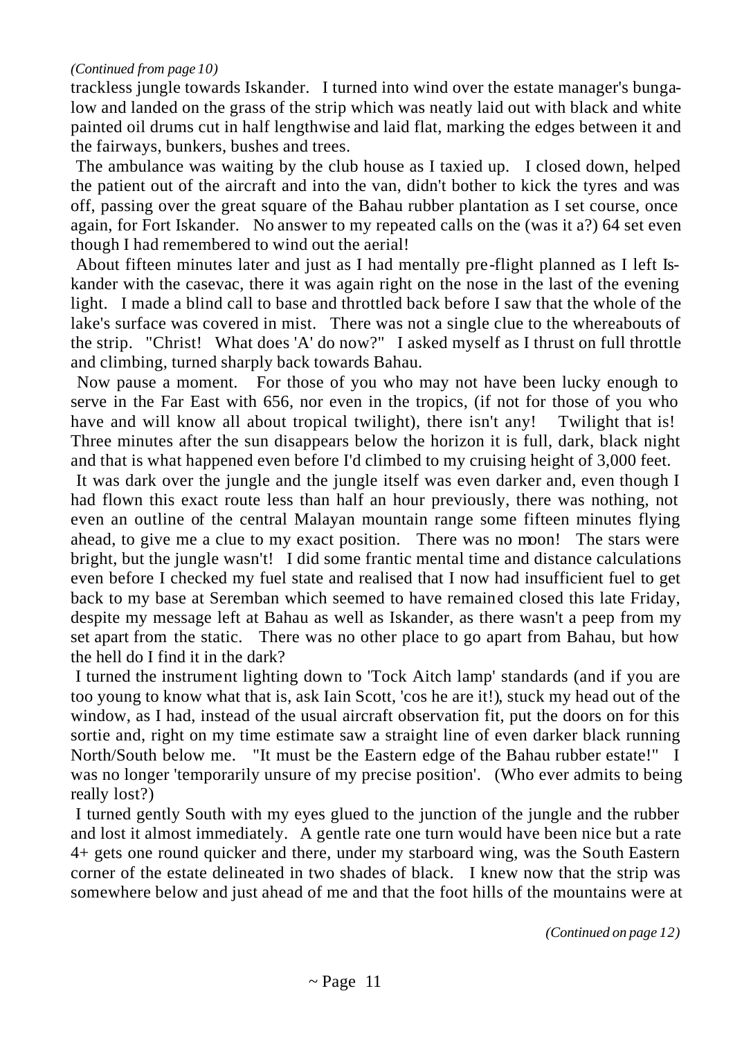*(Continued from page 10)*

trackless jungle towards Iskander. I turned into wind over the estate manager's bungalow and landed on the grass of the strip which was neatly laid out with black and white painted oil drums cut in half lengthwise and laid flat, marking the edges between it and the fairways, bunkers, bushes and trees.

The ambulance was waiting by the club house as I taxied up. I closed down, helped the patient out of the aircraft and into the van, didn't bother to kick the tyres and was off, passing over the great square of the Bahau rubber plantation as I set course, once again, for Fort Iskander. No answer to my repeated calls on the (was it a?) 64 set even though I had remembered to wind out the aerial!

About fifteen minutes later and just as I had mentally pre-flight planned as I left Iskander with the casevac, there it was again right on the nose in the last of the evening light. I made a blind call to base and throttled back before I saw that the whole of the lake's surface was covered in mist. There was not a single clue to the whereabouts of the strip. "Christ! What does 'A' do now?" I asked myself as I thrust on full throttle and climbing, turned sharply back towards Bahau.

Now pause a moment. For those of you who may not have been lucky enough to serve in the Far East with 656, nor even in the tropics, (if not for those of you who have and will know all about tropical twilight), there isn't any! Twilight that is! Three minutes after the sun disappears below the horizon it is full, dark, black night and that is what happened even before I'd climbed to my cruising height of 3,000 feet.

It was dark over the jungle and the jungle itself was even darker and, even though I had flown this exact route less than half an hour previously, there was nothing, not even an outline of the central Malayan mountain range some fifteen minutes flying ahead, to give me a clue to my exact position. There was no moon! The stars were bright, but the jungle wasn't! I did some frantic mental time and distance calculations even before I checked my fuel state and realised that I now had insufficient fuel to get back to my base at Seremban which seemed to have remained closed this late Friday, despite my message left at Bahau as well as Iskander, as there wasn't a peep from my set apart from the static. There was no other place to go apart from Bahau, but how the hell do I find it in the dark?

I turned the instrument lighting down to 'Tock Aitch lamp' standards (and if you are too young to know what that is, ask Iain Scott, 'cos he are it!), stuck my head out of the window, as I had, instead of the usual aircraft observation fit, put the doors on for this sortie and, right on my time estimate saw a straight line of even darker black running North/South below me. "It must be the Eastern edge of the Bahau rubber estate!" I was no longer 'temporarily unsure of my precise position'. (Who ever admits to being really lost?)

I turned gently South with my eyes glued to the junction of the jungle and the rubber and lost it almost immediately. A gentle rate one turn would have been nice but a rate 4+ gets one round quicker and there, under my starboard wing, was the South Eastern corner of the estate delineated in two shades of black. I knew now that the strip was somewhere below and just ahead of me and that the foot hills of the mountains were at

*(Continued on page 12)*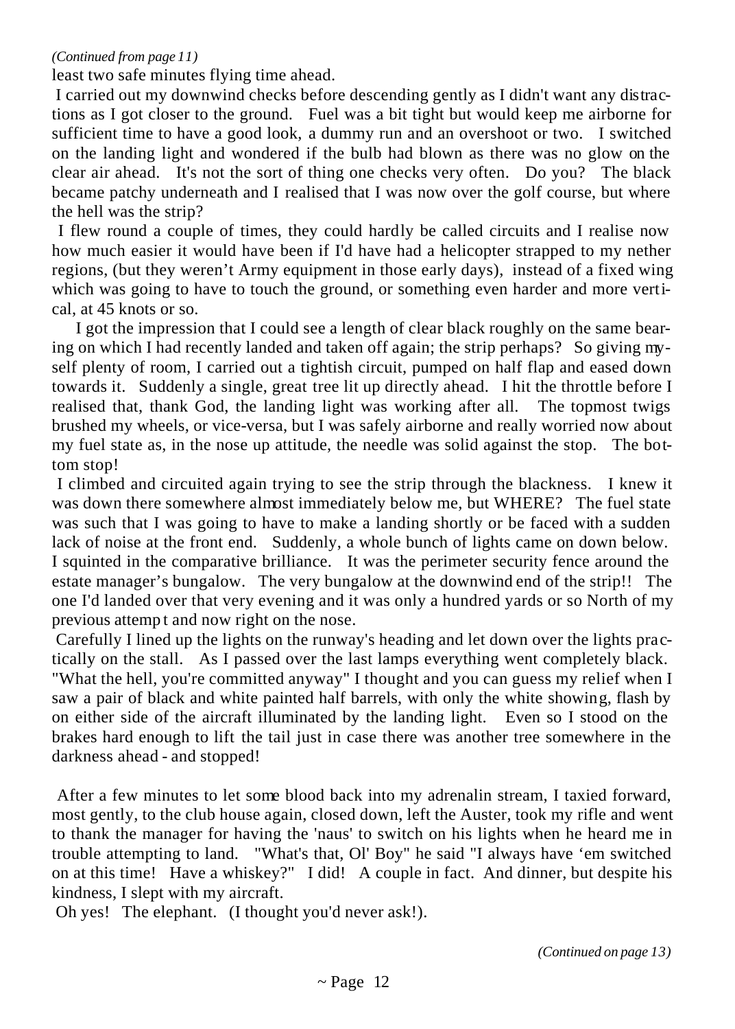*(Continued from page 11)*

least two safe minutes flying time ahead.

I carried out my downwind checks before descending gently as I didn't want any distractions as I got closer to the ground. Fuel was a bit tight but would keep me airborne for sufficient time to have a good look, a dummy run and an overshoot or two. I switched on the landing light and wondered if the bulb had blown as there was no glow on the clear air ahead. It's not the sort of thing one checks very often. Do you? The black became patchy underneath and I realised that I was now over the golf course, but where the hell was the strip?

I flew round a couple of times, they could hardly be called circuits and I realise now how much easier it would have been if I'd have had a helicopter strapped to my nether regions, (but they weren't Army equipment in those early days), instead of a fixed wing which was going to have to touch the ground, or something even harder and more vertical, at 45 knots or so.

I got the impression that I could see a length of clear black roughly on the same bearing on which I had recently landed and taken off again; the strip perhaps? So giving myself plenty of room, I carried out a tightish circuit, pumped on half flap and eased down towards it. Suddenly a single, great tree lit up directly ahead. I hit the throttle before I realised that, thank God, the landing light was working after all. The topmost twigs brushed my wheels, or vice-versa, but I was safely airborne and really worried now about my fuel state as, in the nose up attitude, the needle was solid against the stop. The bottom stop!

I climbed and circuited again trying to see the strip through the blackness. I knew it was down there somewhere almost immediately below me, but WHERE? The fuel state was such that I was going to have to make a landing shortly or be faced with a sudden lack of noise at the front end. Suddenly, a whole bunch of lights came on down below. I squinted in the comparative brilliance. It was the perimeter security fence around the estate manager's bungalow. The very bungalow at the downwind end of the strip!! The one I'd landed over that very evening and it was only a hundred yards or so North of my previous attempt and now right on the nose.

Carefully I lined up the lights on the runway's heading and let down over the lights practically on the stall. As I passed over the last lamps everything went completely black. "What the hell, you're committed anyway" I thought and you can guess my relief when I saw a pair of black and white painted half barrels, with only the white showing, flash by on either side of the aircraft illuminated by the landing light. Even so I stood on the brakes hard enough to lift the tail just in case there was another tree somewhere in the darkness ahead - and stopped!

After a few minutes to let some blood back into my adrenalin stream, I taxied forward, most gently, to the club house again, closed down, left the Auster, took my rifle and went to thank the manager for having the 'naus' to switch on his lights when he heard me in trouble attempting to land. "What's that, Ol' Boy" he said "I always have 'em switched on at this time! Have a whiskey?" I did! A couple in fact. And dinner, but despite his kindness, I slept with my aircraft.

Oh yes! The elephant. (I thought you'd never ask!).

*(Continued on page 13)*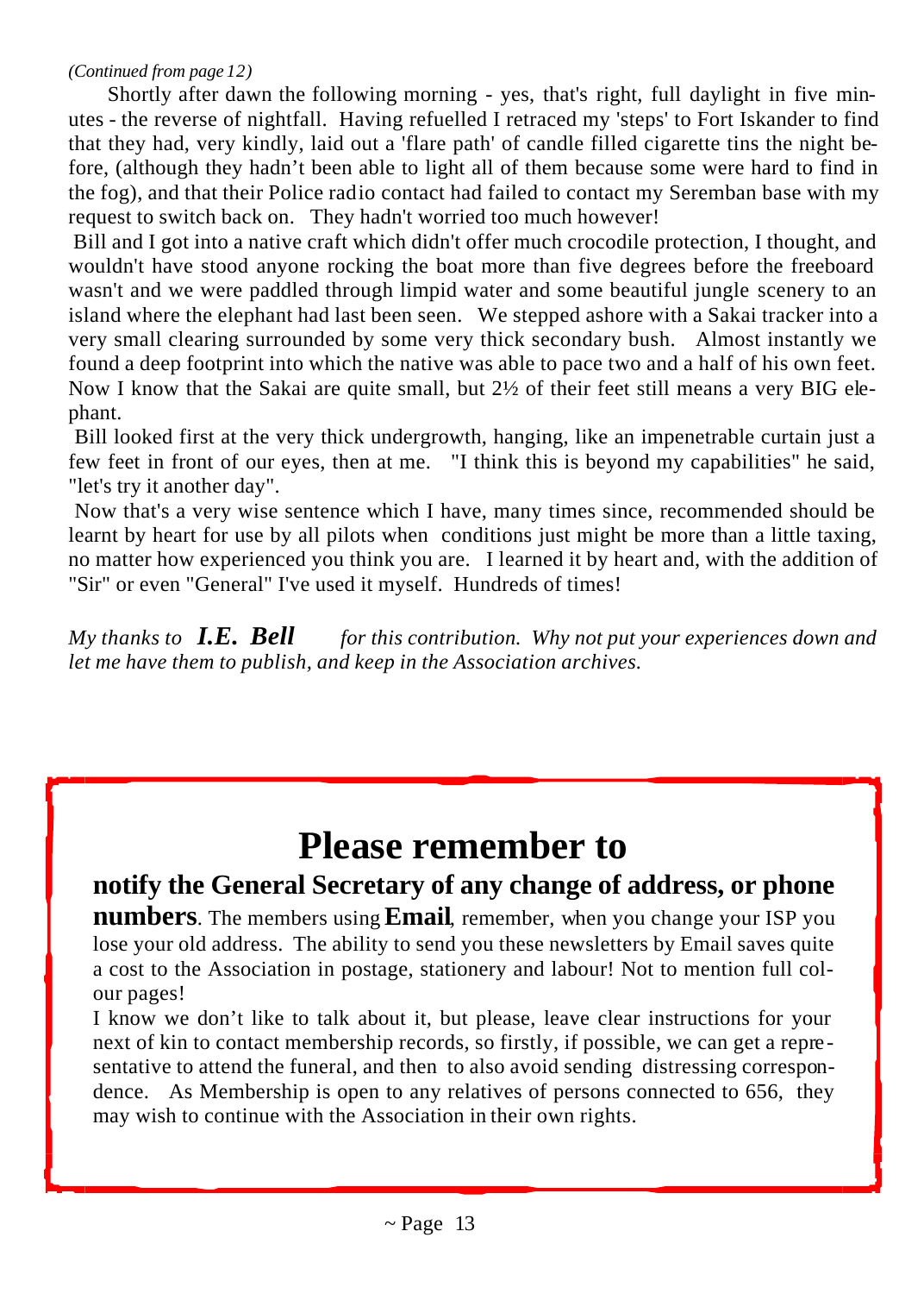*(Continued from page 12)*

Shortly after dawn the following morning - yes, that's right, full daylight in five minutes - the reverse of nightfall. Having refuelled I retraced my 'steps' to Fort Iskander to find that they had, very kindly, laid out a 'flare path' of candle filled cigarette tins the night before, (although they hadn't been able to light all of them because some were hard to find in the fog), and that their Police radio contact had failed to contact my Seremban base with my request to switch back on. They hadn't worried too much however!

Bill and I got into a native craft which didn't offer much crocodile protection, I thought, and wouldn't have stood anyone rocking the boat more than five degrees before the freeboard wasn't and we were paddled through limpid water and some beautiful jungle scenery to an island where the elephant had last been seen. We stepped ashore with a Sakai tracker into a very small clearing surrounded by some very thick secondary bush. Almost instantly we found a deep footprint into which the native was able to pace two and a half of his own feet. Now I know that the Sakai are quite small, but 2½ of their feet still means a very BIG elephant.

Bill looked first at the very thick undergrowth, hanging, like an impenetrable curtain just a few feet in front of our eyes, then at me. "I think this is beyond my capabilities" he said, "let's try it another day".

Now that's a very wise sentence which I have, many times since, recommended should be learnt by heart for use by all pilots when conditions just might be more than a little taxing, no matter how experienced you think you are. I learned it by heart and, with the addition of "Sir" or even "General" I've used it myself. Hundreds of times!

*My thanks to* ***I.E. Bell*** *for this contribution. Why not put your experiences down and let me have them to publish, and keep in the Association archives.*

# Please remember to

**notify the General Secretary of any change of address, or phone numbers**. The members using **Email**, remember, when you change your ISP you lose your old address. The ability to send you these newsletters by Email saves quite a cost to the Association in postage, stationery and labour! Not to mention full colour pages!

I know we don't like to talk about it, but please, leave clear instructions for your next of kin to contact membership records, so firstly, if possible, we can get a representative to attend the funeral, and then to also avoid sending distressing correspondence. As Membership is open to any relatives of persons connected to 656, they may wish to continue with the Association in their own rights.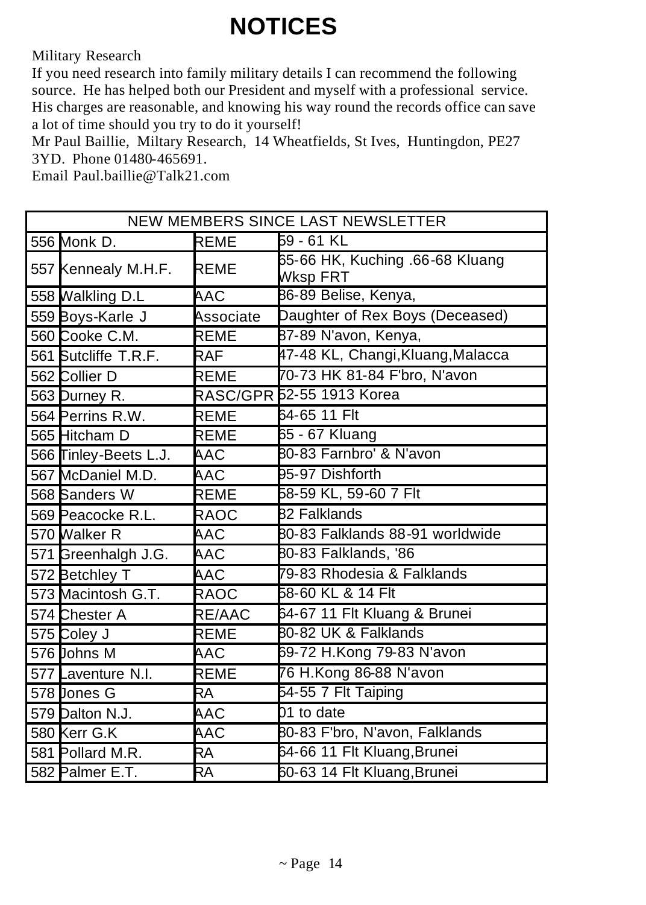# NOTICES

Military Research

If you need research into family military details I can recommend the following source. He has helped both our President and myself with a professional service. His charges are reasonable, and knowing his way round the records office can save a lot of time should you try to do it yourself!

Mr Paul Baillie, Miltary Research, 14 Wheatfields, St Ives, Huntingdon, PE27 3YD. Phone 01480-465691.

Email Paul.baillie@Talk21.com

| NEW MEMBERS SINCE LAST NEWSLETTER | | | |
|---|---|---|---|
| 556 | Monk D. | REME | 59 - 61 KL |
| 557 | Kennealy M.H.F. | REME | 65-66 HK, Kuching .66-68 Kluang Wksp FRT |
| 558 | Walkling D.L | AAC | 86-89 Belise, Kenya, |
| 559 | Boys-Karle J | Associate | Daughter of Rex Boys (Deceased) |
| 560 | Cooke C.M. | REME | 87-89 N'avon, Kenya, |
| 561 | Sutcliffe T.R.F. | RAF | 47-48 KL, Changi,Kluang,Malacca |
| 562 | Collier D | REME | 70-73 HK 81-84 F'bro, N'avon |
| 563 | Durney R. | RASC/GPR | 52-55 1913 Korea |
| 564 | Perrins R.W. | REME | 64-65 11 Flt |
| 565 | Hitcham D | REME | 65 - 67 Kluang |
| 566 | Tinley-Beets L.J. | AAC | 80-83 Farnbro' & N'avon |
| 567 | McDaniel M.D. | AAC | 95-97 Dishforth |
| 568 | Sanders W | REME | 58-59 KL, 59-60 7 Flt |
| 569 | Peacocke R.L. | RAOC | 82 Falklands |
| 570 | Walker R | AAC | 80-83 Falklands 88-91 worldwide |
| 571 | Greenhalgh J.G. | AAC | 80-83 Falklands, '86 |
| 572 | Betchley T | AAC | 79-83 Rhodesia & Falklands |
| 573 | Macintosh G.T. | RAOC | 58-60 KL & 14 Flt |
| 574 | Chester A | RE/AAC | 64-67 11 Flt Kluang & Brunei |
| 575 | Coley J | REME | 80-82 UK & Falklands |
| 576 | Johns M | AAC | 69-72 H.Kong 79-83 N'avon |
| 577 | Laventure N.I. | REME | 76 H.Kong 86-88 N'avon |
| 578 | Jones G | RA | 54-55 7 Flt Taiping |
| 579 | Dalton N.J. | AAC | 01 to date |
| 580 | Kerr G.K | AAC | 80-83 F'bro, N'avon, Falklands |
| 581 | Pollard M.R. | RA | 64-66 11 Flt Kluang,Brunei |
| 582 | Palmer E.T. | RA | 60-63 14 Flt Kluang,Brunei |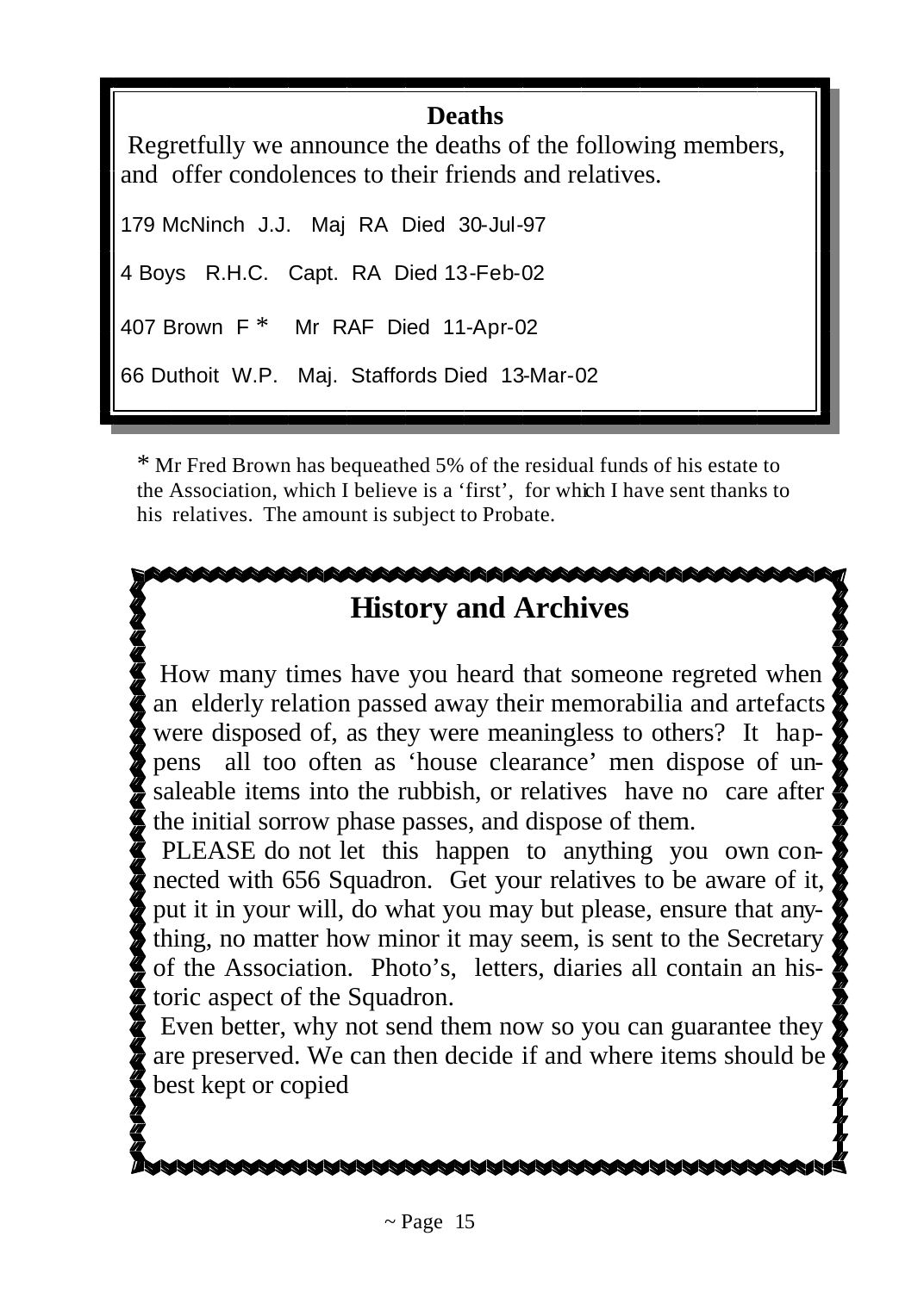## Deaths

Regretfully we announce the deaths of the following members, and offer condolences to their friends and relatives.

179 McNinch J.J. Maj RA Died 30-Jul-97

4 Boys R.H.C. Capt. RA Died 13-Feb-02

407 Brown F * Mr RAF Died 11-Apr-02

66 Duthoit W.P. Maj. Staffords Died 13-Mar-02

* Mr Fred Brown has bequeathed 5% of the residual funds of his estate to the Association, which I believe is a 'first', for which I have sent thanks to his relatives. The amount is subject to Probate.

## History and Archives

How many times have you heard that someone regreted when an elderly relation passed away their memorabilia and artefacts were disposed of, as they were meaningless to others? It happens all too often as 'house clearance' men dispose of unsaleable items into the rubbish, or relatives have no care after the initial sorrow phase passes, and dispose of them.

PLEASE do not let this happen to anything you own connected with 656 Squadron. Get your relatives to be aware of it, put it in your will, do what you may but please, ensure that anything, no matter how minor it may seem, is sent to the Secretary of the Association. Photo's, letters, diaries all contain an historic aspect of the Squadron.

Even better, why not send them now so you can guarantee they are preserved. We can then decide if and where items should be best kept or copied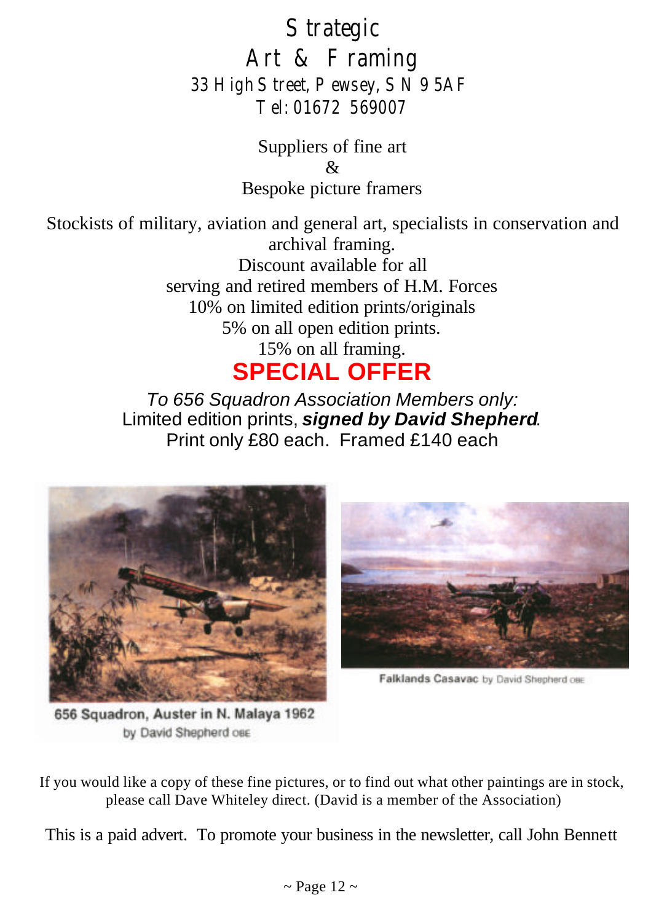# Strategic Art & Framing

33 High Street, Pewsey, SN9 5AF
Tel: 01672 569007

Suppliers of fine art
&
Bespoke picture framers

Stockists of military, aviation and general art, specialists in conservation and archival framing.
Discount available for all
serving and retired members of H.M. Forces
10% on limited edition prints/originals
5% on all open edition prints.
15% on all framing.

## SPECIAL OFFER

*To 656 Squadron Association Members only:*
Limited edition prints, ***signed by David Shepherd***.
Print only £80 each. Framed £140 each

656 Squadron, Auster in N. Malaya 1962
by David Shepherd OBE

Falklands Casavac by David Shepherd OBE

If you would like a copy of these fine pictures, or to find out what other paintings are in stock, please call Dave Whiteley direct. (David is a member of the Association)

This is a paid advert. To promote your business in the newsletter, call John Bennett